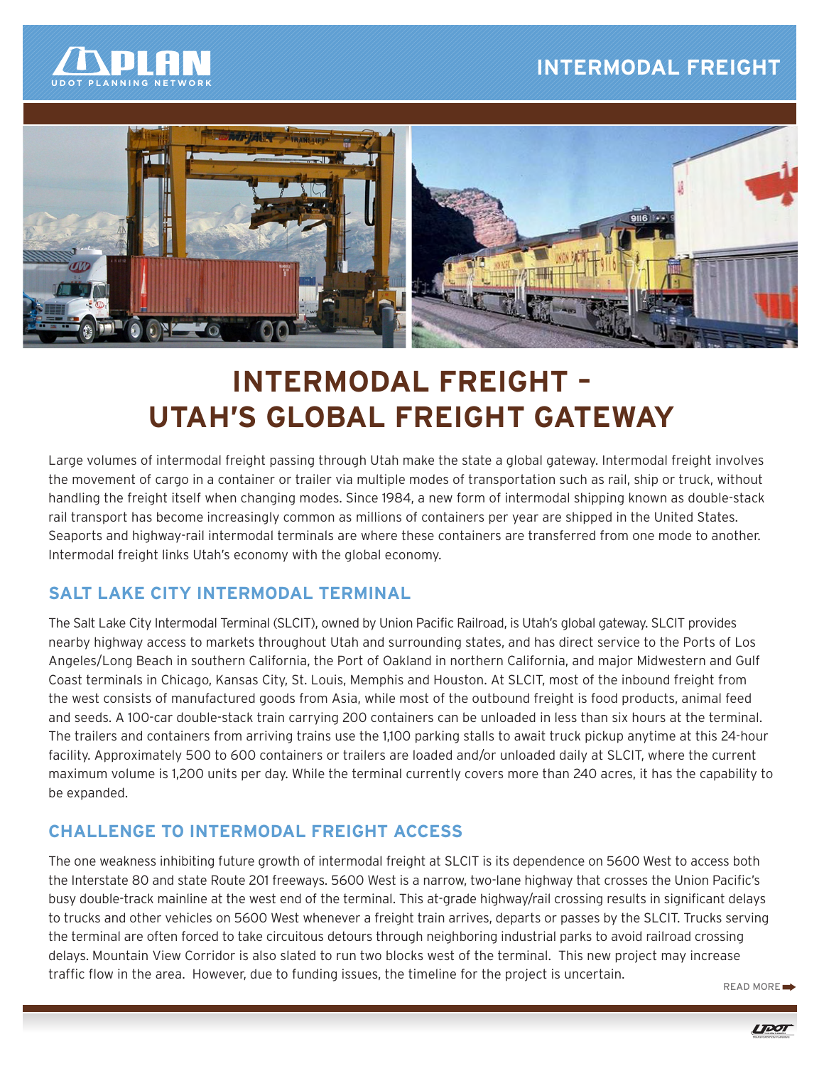# INTERMODAL FREIGHT – UTAH'S GLOBAL FREIGHT GATEWAY

Large volumes of intermodal freight passing through Utah make the state a global gateway. Intermodal freight involves the movement of cargo in a container or trailer via multiple modes of transportation such as rail, ship or truck, without handling the freight itself when changing modes. Since 1984, a new form of intermodal shipping known as double-stack rail transport has become increasingly common as millions of containers per year are shipped in the United States. Seaports and highway-rail intermodal terminals are where these containers are transferred from one mode to another. Intermodal freight links Utah's economy with the global economy.

## SALT LAKE CITY INTERMODAL TERMINAL

The Salt Lake City Intermodal Terminal (SLCIT), owned by Union Pacific Railroad, is Utah's global gateway. SLCIT provides nearby highway access to markets throughout Utah and surrounding states, and has direct service to the Ports of Los Angeles/Long Beach in southern California, the Port of Oakland in northern California, and major Midwestern and Gulf Coast terminals in Chicago, Kansas City, St. Louis, Memphis and Houston. At SLCIT, most of the inbound freight from the west consists of manufactured goods from Asia, while most of the outbound freight is food products, animal feed and seeds. A 100-car double-stack train carrying 200 containers can be unloaded in less than six hours at the terminal. The trailers and containers from arriving trains use the 1,100 parking stalls to await truck pickup anytime at this 24-hour facility. Approximately 500 to 600 containers or trailers are loaded and/or unloaded daily at SLCIT, where the current maximum volume is 1,200 units per day. While the terminal currently covers more than 240 acres, it has the capability to be expanded.

## CHALLENGE TO INTERMODAL FREIGHT ACCESS

The one weakness inhibiting future growth of intermodal freight at SLCIT is its dependence on 5600 West to access both the Interstate 80 and state Route 201 freeways. 5600 West is a narrow, two-lane highway that crosses the Union Pacific's busy double-track mainline at the west end of the terminal. This at-grade highway/rail crossing results in significant delays to trucks and other vehicles on 5600 West whenever a freight train arrives, departs or passes by the SLCIT. Trucks serving the terminal are often forced to take circuitous detours through neighboring industrial parks to avoid railroad crossing delays. Mountain View Corridor is also slated to run two blocks west of the terminal. This new project may increase traffic flow in the area. However, due to funding issues, the timeline for the project is uncertain.

READ MORE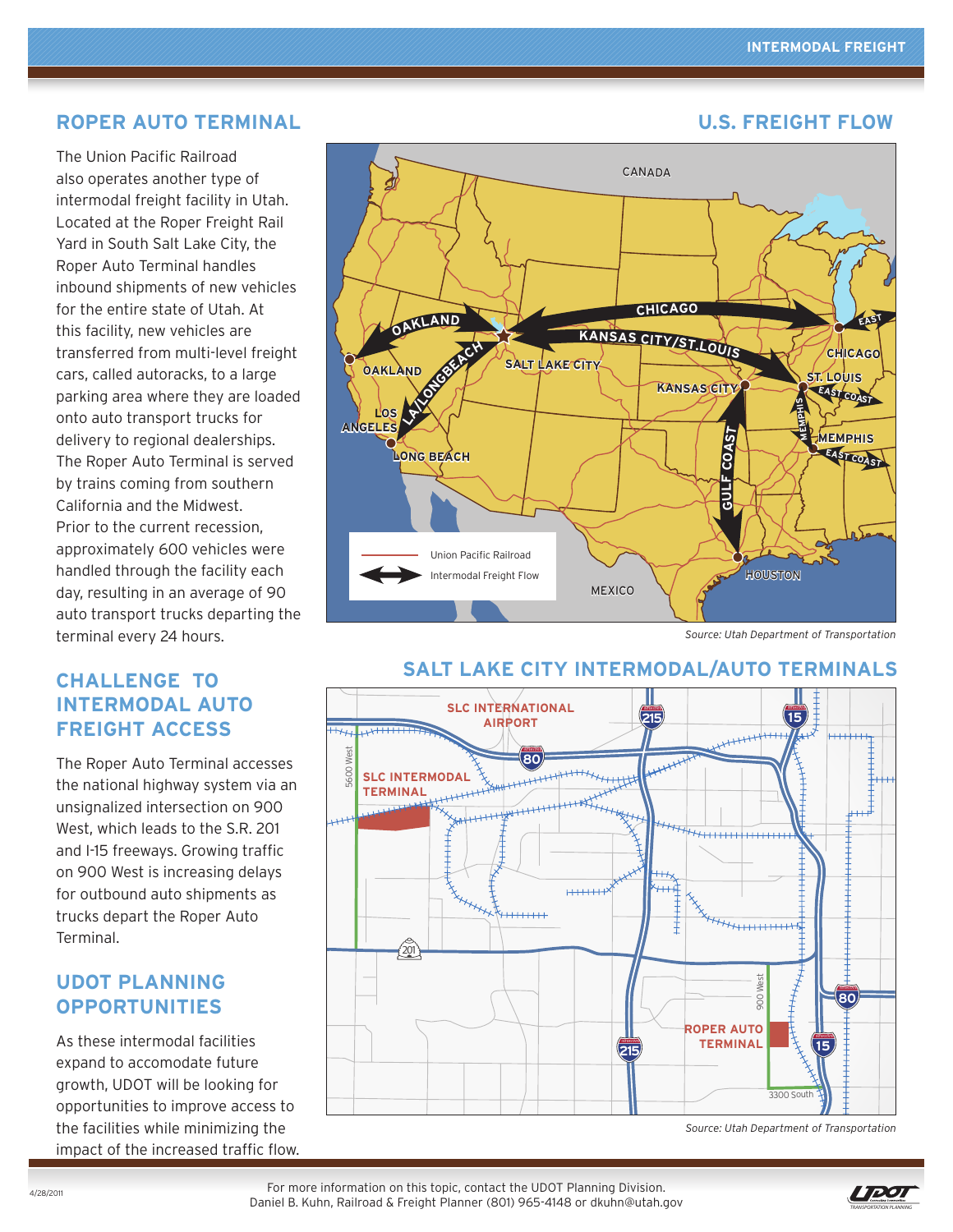## ROPER AUTO TERMINAL

The Union Pacific Railroad also operates another type of intermodal freight facility in Utah. Located at the Roper Freight Rail Yard in South Salt Lake City, the Roper Auto Terminal handles inbound shipments of new vehicles for the entire state of Utah. At this facility, new vehicles are transferred from multi-level freight cars, called autoracks, to a large parking area where they are loaded onto auto transport trucks for delivery to regional dealerships. The Roper Auto Terminal is served by trains coming from southern California and the Midwest. Prior to the current recession, approximately 600 vehicles were handled through the facility each day, resulting in an average of 90 auto transport trucks departing the terminal every 24 hours.

## CHALLENGE TO INTERMODAL AUTO FREIGHT ACCESS

The Roper Auto Terminal accesses the national highway system via an unsignalized intersection on 900 West, which leads to the S.R. 201 and I-15 freeways. Growing traffic on 900 West is increasing delays for outbound auto shipments as trucks depart the Roper Auto Terminal.

## UDOT PLANNING OPPORTUNITIES

As these intermodal facilities expand to accomodate future growth, UDOT will be looking for opportunities to improve access to the facilities while minimizing the impact of the increased traffic flow.

## U.S. FREIGHT FLOW

CANADA
OAKLAND
CHICAGO
KANSAS CITY/ST.LOUIS
EAST
LA/LONGBEACH
SALT LAKE CITY
OAKLAND
CHICAGO
ST. LOUIS
EAST COAST
KANSAS CITY
LOS ANGELES
MEMPHIS
MEMPHIS
EAST COAST
LONG BEACH
GULF COAST
Union Pacific Railroad
Intermodal Freight Flow
HOUSTON
MEXICO

*Source: Utah Department of Transportation*

## SALT LAKE CITY INTERMODAL/AUTO TERMINALS

SLC INTERNATIONAL AIRPORT
215
15
80
5600 West
SLC INTERMODAL TERMINAL
201
80
900 West
ROPER AUTO TERMINAL
215
15
3300 South

*Source: Utah Department of Transportation*

For more information on this topic, contact the UDOT Planning Division.
Daniel B. Kuhn, Railroad & Freight Planner (801) 965-4148 or dkuhn@utah.gov

4/28/2011